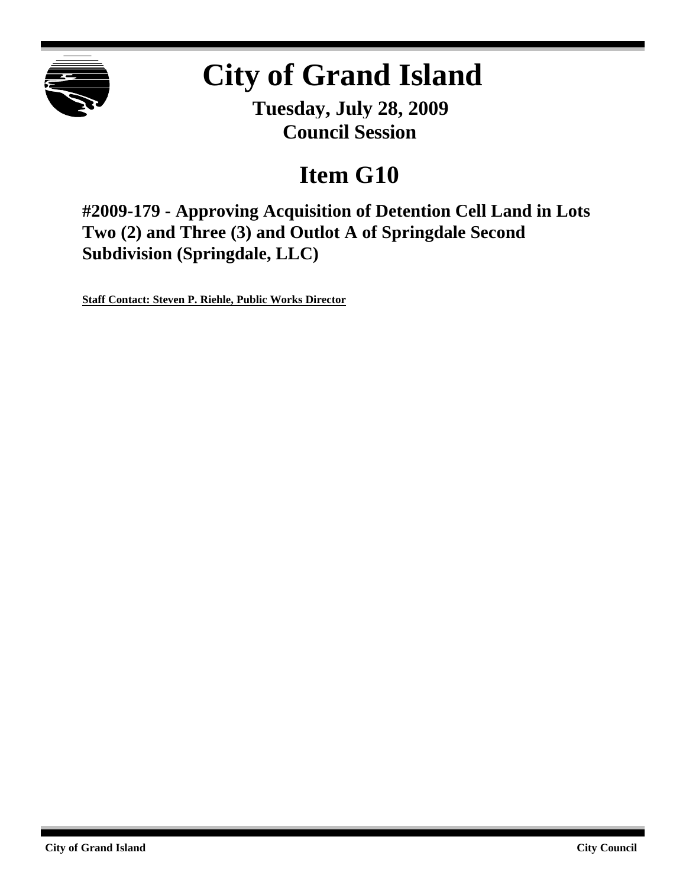# City of Grand Island

**Tuesday, July 28, 2009**
**Council Session**

## Item G10

### #2009-179 - Approving Acquisition of Detention Cell Land in Lots Two (2) and Three (3) and Outlot A of Springdale Second Subdivision (Springdale, LLC)

**Staff Contact: Steven P. Riehle, Public Works Director**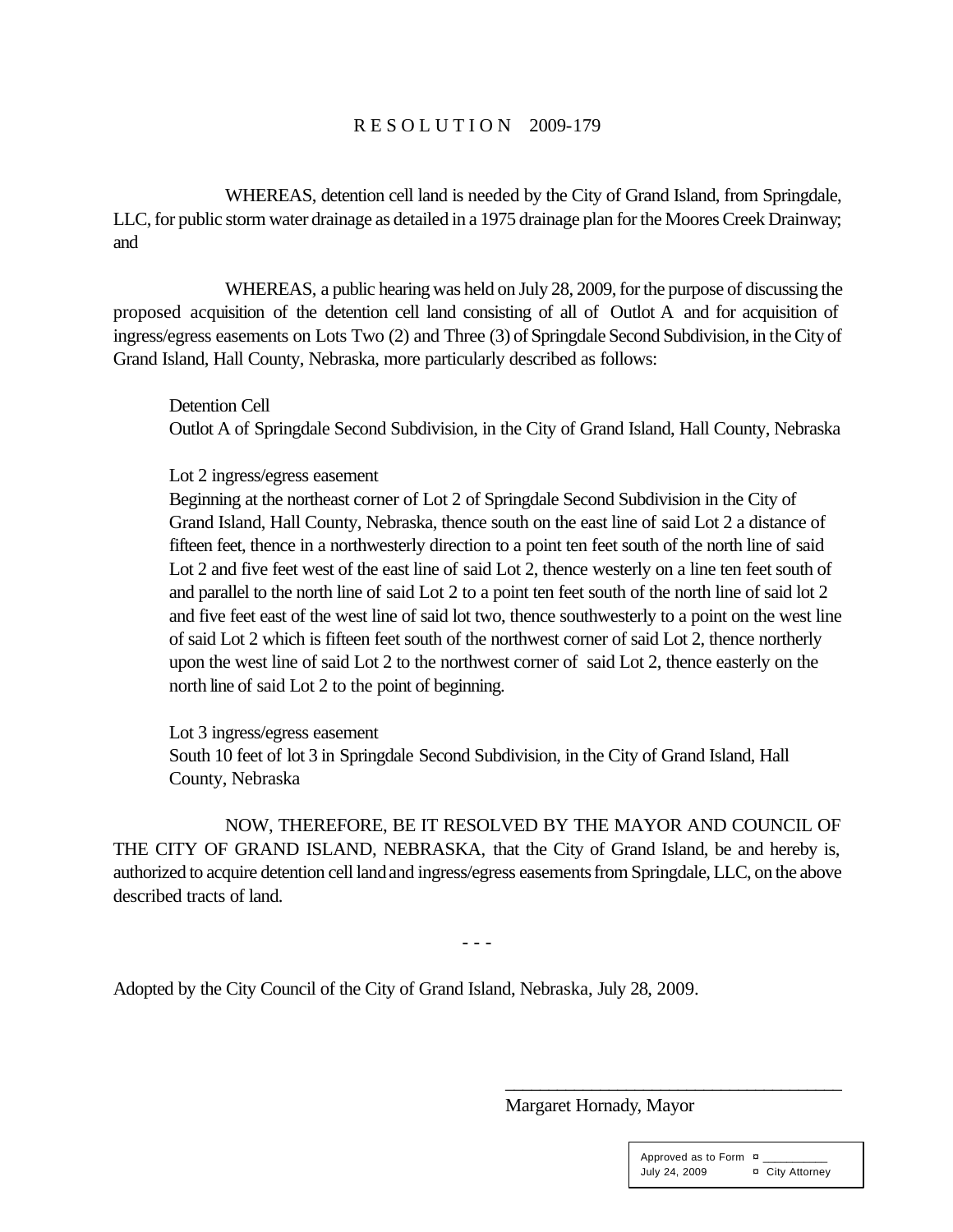# R E S O L U T I O N 2009-179

WHEREAS, detention cell land is needed by the City of Grand Island, from Springdale, LLC, for public storm water drainage as detailed in a 1975 drainage plan for the Moores Creek Drainway; and

WHEREAS, a public hearing was held on July 28, 2009, for the purpose of discussing the proposed acquisition of the detention cell land consisting of all of Outlot A and for acquisition of ingress/egress easements on Lots Two (2) and Three (3) of Springdale Second Subdivision, in the City of Grand Island, Hall County, Nebraska, more particularly described as follows:

Detention Cell
Outlot A of Springdale Second Subdivision, in the City of Grand Island, Hall County, Nebraska

Lot 2 ingress/egress easement
Beginning at the northeast corner of Lot 2 of Springdale Second Subdivision in the City of Grand Island, Hall County, Nebraska, thence south on the east line of said Lot 2 a distance of fifteen feet, thence in a northwesterly direction to a point ten feet south of the north line of said Lot 2 and five feet west of the east line of said Lot 2, thence westerly on a line ten feet south of and parallel to the north line of said Lot 2 to a point ten feet south of the north line of said lot 2 and five feet east of the west line of said lot two, thence southwesterly to a point on the west line of said Lot 2 which is fifteen feet south of the northwest corner of said Lot 2, thence northerly upon the west line of said Lot 2 to the northwest corner of said Lot 2, thence easterly on the north line of said Lot 2 to the point of beginning.

Lot 3 ingress/egress easement
South 10 feet of lot 3 in Springdale Second Subdivision, in the City of Grand Island, Hall County, Nebraska

NOW, THEREFORE, BE IT RESOLVED BY THE MAYOR AND COUNCIL OF THE CITY OF GRAND ISLAND, NEBRASKA, that the City of Grand Island, be and hereby is, authorized to acquire detention cell land and ingress/egress easements from Springdale, LLC, on the above described tracts of land.

- - -

Adopted by the City Council of the City of Grand Island, Nebraska, July 28, 2009.

\_\_\_\_\_\_\_\_\_\_\_\_\_\_\_\_\_\_\_\_\_\_\_\_\_\_\_\_\_\_\_\_\_\_\_\_\_\_\_
Margaret Hornady, Mayor

Approved as to Form ¤ \_\_\_\_\_\_\_\_\_\_
July 24, 2009 ¤ City Attorney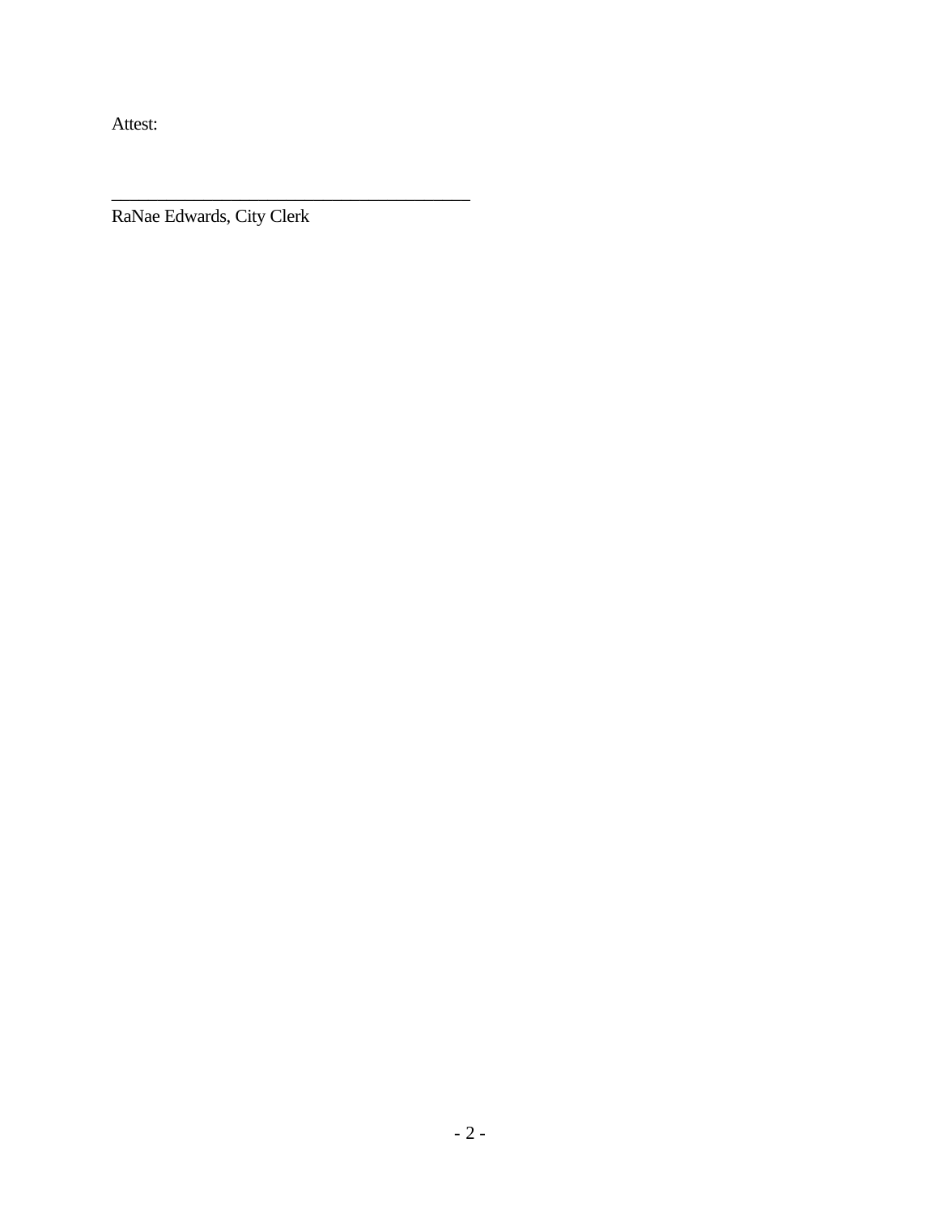Attest:

\_\_\_\_\_\_\_\_\_\_\_\_\_\_\_\_\_\_\_\_\_\_\_\_\_\_\_\_\_\_\_\_\_\_\_\_\_\_\_\_\_\_

RaNae Edwards, City Clerk